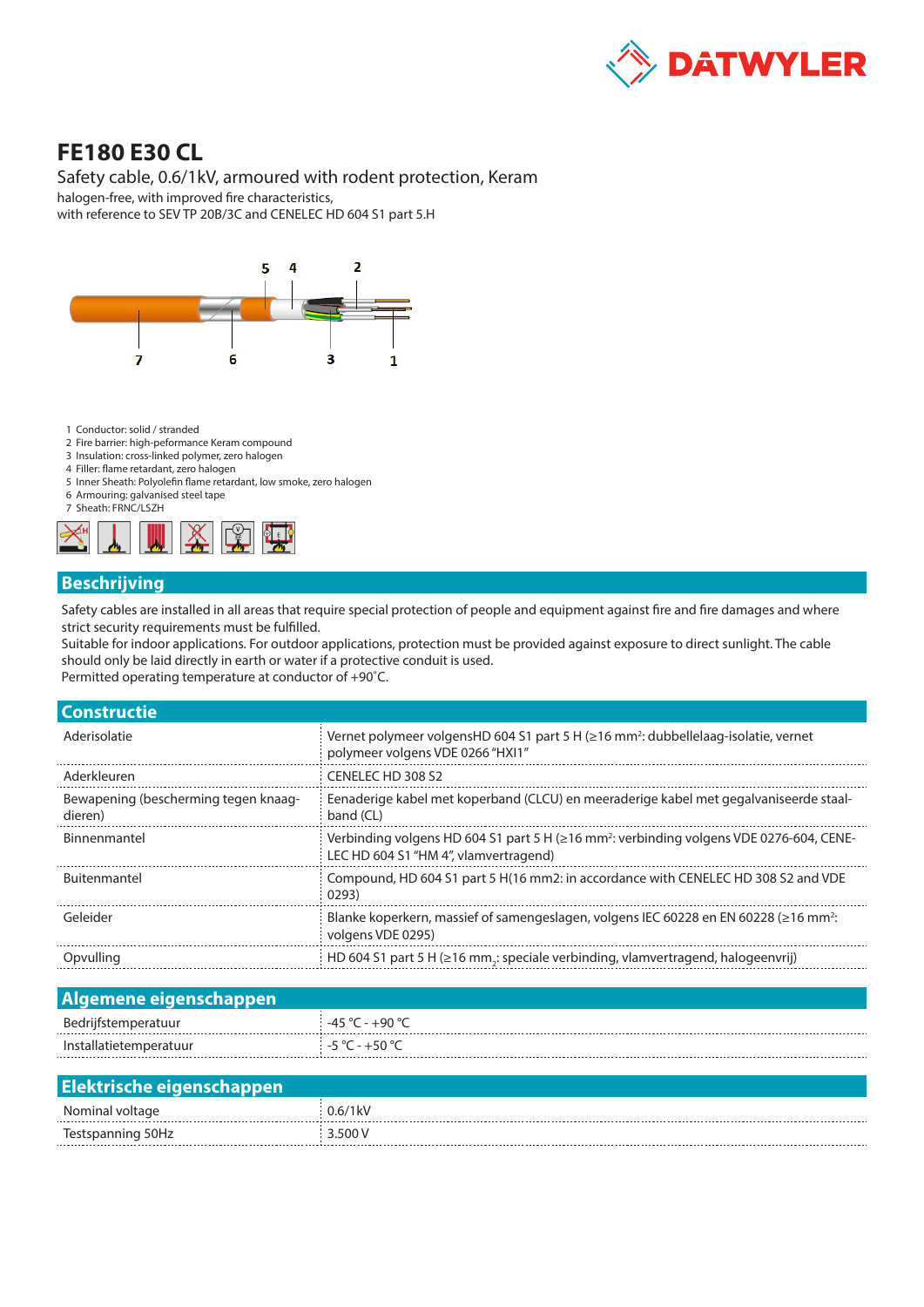# FE180 E30 CL

## Safety cable, 0.6/1kV, armoured with rodent protection, Keram

halogen-free, with improved fire characteristics,
with reference to SEV TP 20B/3C and CENELEC HD 604 S1 part 5.H

1 Conductor: solid / stranded
2 Fire barrier: high-peformance Keram compound
3 Insulation: cross-linked polymer, zero halogen
4 Filler: flame retardant, zero halogen
5 Inner Sheath: Polyolefin flame retardant, low smoke, zero halogen
6 Armouring: galvanised steel tape
7 Sheath: FRNC/LSZH

## Beschrijving

Safety cables are installed in all areas that require special protection of people and equipment against fire and fire damages and where strict security requirements must be fulfilled.
Suitable for indoor applications. For outdoor applications, protection must be provided against exposure to direct sunlight. The cable should only be laid directly in earth or water if a protective conduit is used.
Permitted operating temperature at conductor of +90˚C.

## Constructie

| | |
|---|---|
| Aderisolatie | Vernet polymeer volgensHD 604 S1 part 5 H (≥16 mm²: dubbellelaag-isolatie, vernet polymeer volgens VDE 0266 "HXI1" |
| Aderkleuren | CENELEC HD 308 S2 |
| Bewapening (bescherming tegen knaagdieren) | Eenaderige kabel met koperband (CLCU) en meeraderige kabel met gegalvaniseerde staalband (CL) |
| Binnenmantel | Verbinding volgens HD 604 S1 part 5 H (≥16 mm²: verbinding volgens VDE 0276-604, CENELEC HD 604 S1 "HM 4", vlamvertragend) |
| Buitenmantel | Compound, HD 604 S1 part 5 H(16 mm2: in accordance with CENELEC HD 308 S2 and VDE 0293) |
| Geleider | Blanke koperkern, massief of samengeslagen, volgens IEC 60228 en EN 60228 (≥16 mm²: volgens VDE 0295) |
| Opvulling | HD 604 S1 part 5 H (≥16 mm$_2$: speciale verbinding, vlamvertragend, halogeenvrij) |

## Algemene eigenschappen

| | |
|---|---|
| Bedrijfstemperatuur | -45 °C - +90 °C |
| Installatietemperatuur | -5 °C - +50 °C |

## Elektrische eigenschappen

| | |
|---|---|
| Nominal voltage | 0.6/1kV |
| Testspanning 50Hz | 3.500 V |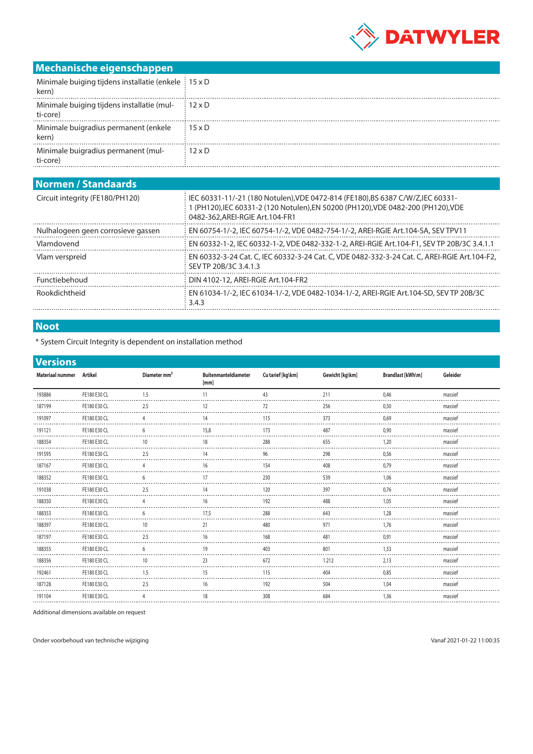## Mechanische eigenschappen

| | |
|---|---|
| Minimale buiging tijdens installatie (enkele kern) | 15 x D |
| Minimale buiging tijdens installatie (multi-core) | 12 x D |
| Minimale buigradius permanent (enkele kern) | 15 x D |
| Minimale buigradius permanent (multi-core) | 12 x D |

## Normen / Standaards

| | |
|---|---|
| Circuit integrity (FE180/PH120) | IEC 60331-11/-21 (180 Notulen),VDE 0472-814 (FE180),BS 6387 C/W/Z,IEC 60331-1 (PH120),IEC 60331-2 (120 Notulen),EN 50200 (PH120),VDE 0482-200 (PH120),VDE 0482-362,AREI-RGIE Art.104-FR1 |
| Nulhalogeen geen corrosieve gassen | EN 60754-1/-2, IEC 60754-1/-2, VDE 0482-754-1/-2, AREI-RGIE Art.104-SA, SEV TPV11 |
| Vlamdovend | EN 60332-1-2, IEC 60332-1-2, VDE 0482-332-1-2, AREI-RGIE Art.104-F1, SEV TP 20B/3C 3.4.1.1 |
| Vlam verspreid | EN 60332-3-24 Cat. C, IEC 60332-3-24 Cat. C, VDE 0482-332-3-24 Cat. C, AREI-RGIE Art.104-F2, SEV TP 20B/3C 3.4.1.3 |
| Functiebehoud | DIN 4102-12, AREI-RGIE Art.104-FR2 |
| Rookdichtheid | EN 61034-1/-2, IEC 61034-1/-2, VDE 0482-1034-1/-2, AREI-RGIE Art.104-SD, SEV TP 20B/3C 3.4.3 |

## Noot

* System Circuit Integrity is dependent on installation method

## Versions

| Materiaal nummer | Artikel | Diameter mm² | Buitenmanteldiameter [mm] | Cu tarief [kg\km] | Gewicht [kg\km] | Brandlast [kWh\m] | Geleider |
|---|---|---|---|---|---|---|---|
| 193886 | FE180 E30 CL | 1.5 | 11 | 43 | 211 | 0,46 | massief |
| 187199 | FE180 E30 CL | 2.5 | 12 | 72 | 256 | 0,50 | massief |
| 191097 | FE180 E30 CL | 4 | 14 | 115 | 373 | 0,69 | massief |
| 191121 | FE180 E30 CL | 6 | 15,8 | 173 | 487 | 0,90 | massief |
| 188354 | FE180 E30 CL | 10 | 18 | 288 | 655 | 1,20 | massief |
| 191595 | FE180 E30 CL | 2.5 | 14 | 96 | 298 | 0,56 | massief |
| 187167 | FE180 E30 CL | 4 | 16 | 154 | 408 | 0,79 | massief |
| 188352 | FE180 E30 CL | 6 | 17 | 230 | 539 | 1,06 | massief |
| 191038 | FE180 E30 CL | 2.5 | 14 | 120 | 397 | 0,76 | massief |
| 188350 | FE180 E30 CL | 4 | 16 | 192 | 488 | 1,05 | massief |
| 188353 | FE180 E30 CL | 6 | 17,5 | 288 | 643 | 1,28 | massief |
| 188397 | FE180 E30 CL | 10 | 21 | 480 | 971 | 1,76 | massief |
| 187197 | FE180 E30 CL | 2.5 | 16 | 168 | 481 | 0,91 | massief |
| 188355 | FE180 E30 CL | 6 | 19 | 403 | 801 | 1,53 | massief |
| 188356 | FE180 E30 CL | 10 | 23 | 672 | 1.212 | 2,13 | massief |
| 192461 | FE180 E30 CL | 1.5 | 15 | 115 | 404 | 0,85 | massief |
| 187128 | FE180 E30 CL | 2.5 | 16 | 192 | 504 | 1,04 | massief |
| 191104 | FE180 E30 CL | 4 | 18 | 308 | 684 | 1,36 | massief |

Additional dimensions available on request

Onder voorbehoud van technische wijziging

Vanaf 2021-01-22 11:00:35